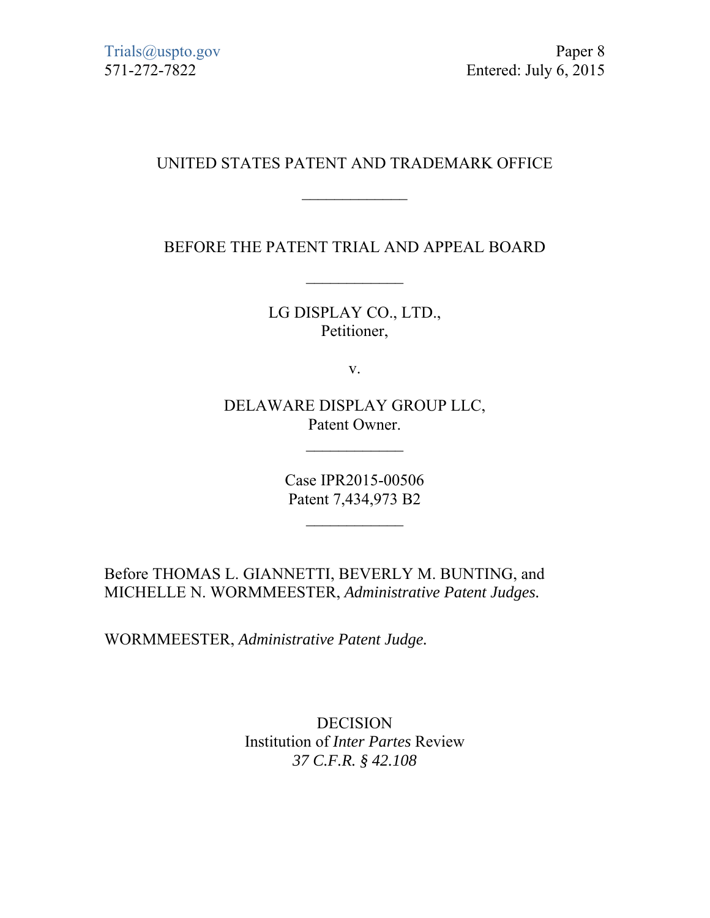Trials@uspto.gov
571-272-7822

Paper 8
Entered: July 6, 2015

UNITED STATES PATENT AND TRADEMARK OFFICE

---

BEFORE THE PATENT TRIAL AND APPEAL BOARD

---

LG DISPLAY CO., LTD.,
Petitioner,

v.

DELAWARE DISPLAY GROUP LLC,
Patent Owner.

---

Case IPR2015-00506
Patent 7,434,973 B2

---

Before THOMAS L. GIANNETTI, BEVERLY M. BUNTING, and MICHELLE N. WORMMEESTER, *Administrative Patent Judges.*

WORMMEESTER, *Administrative Patent Judge.*

DECISION
Institution of *Inter Partes* Review
*37 C.F.R. § 42.108*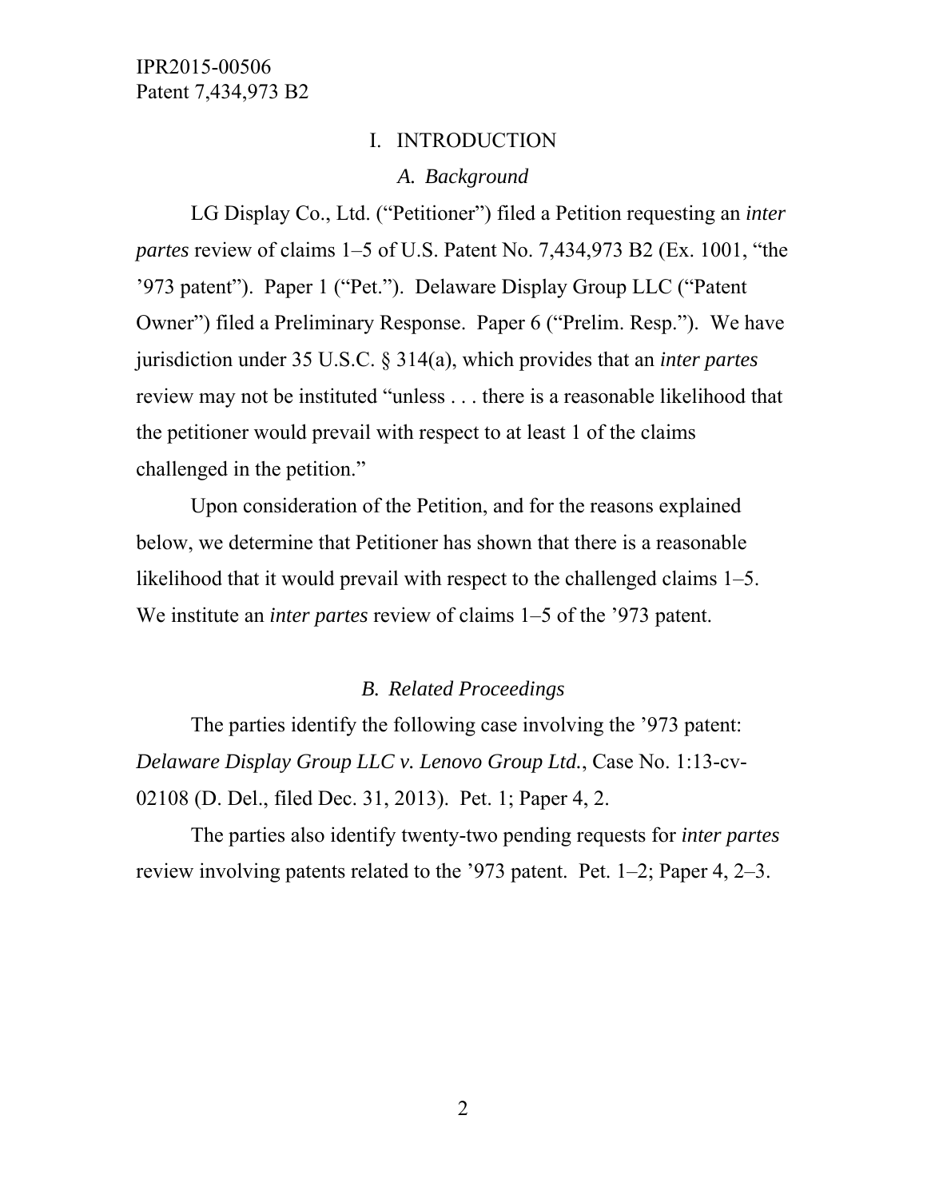# I. INTRODUCTION

## *A. Background*

LG Display Co., Ltd. ("Petitioner") filed a Petition requesting an *inter partes* review of claims 1–5 of U.S. Patent No. 7,434,973 B2 (Ex. 1001, "the '973 patent"). Paper 1 ("Pet."). Delaware Display Group LLC ("Patent Owner") filed a Preliminary Response. Paper 6 ("Prelim. Resp."). We have jurisdiction under 35 U.S.C. § 314(a), which provides that an *inter partes* review may not be instituted "unless . . . there is a reasonable likelihood that the petitioner would prevail with respect to at least 1 of the claims challenged in the petition."

Upon consideration of the Petition, and for the reasons explained below, we determine that Petitioner has shown that there is a reasonable likelihood that it would prevail with respect to the challenged claims 1–5. We institute an *inter partes* review of claims 1–5 of the '973 patent.

## *B. Related Proceedings*

The parties identify the following case involving the '973 patent: *Delaware Display Group LLC v. Lenovo Group Ltd.*, Case No. 1:13-cv-02108 (D. Del., filed Dec. 31, 2013). Pet. 1; Paper 4, 2.

The parties also identify twenty-two pending requests for *inter partes* review involving patents related to the '973 patent. Pet. 1–2; Paper 4, 2–3.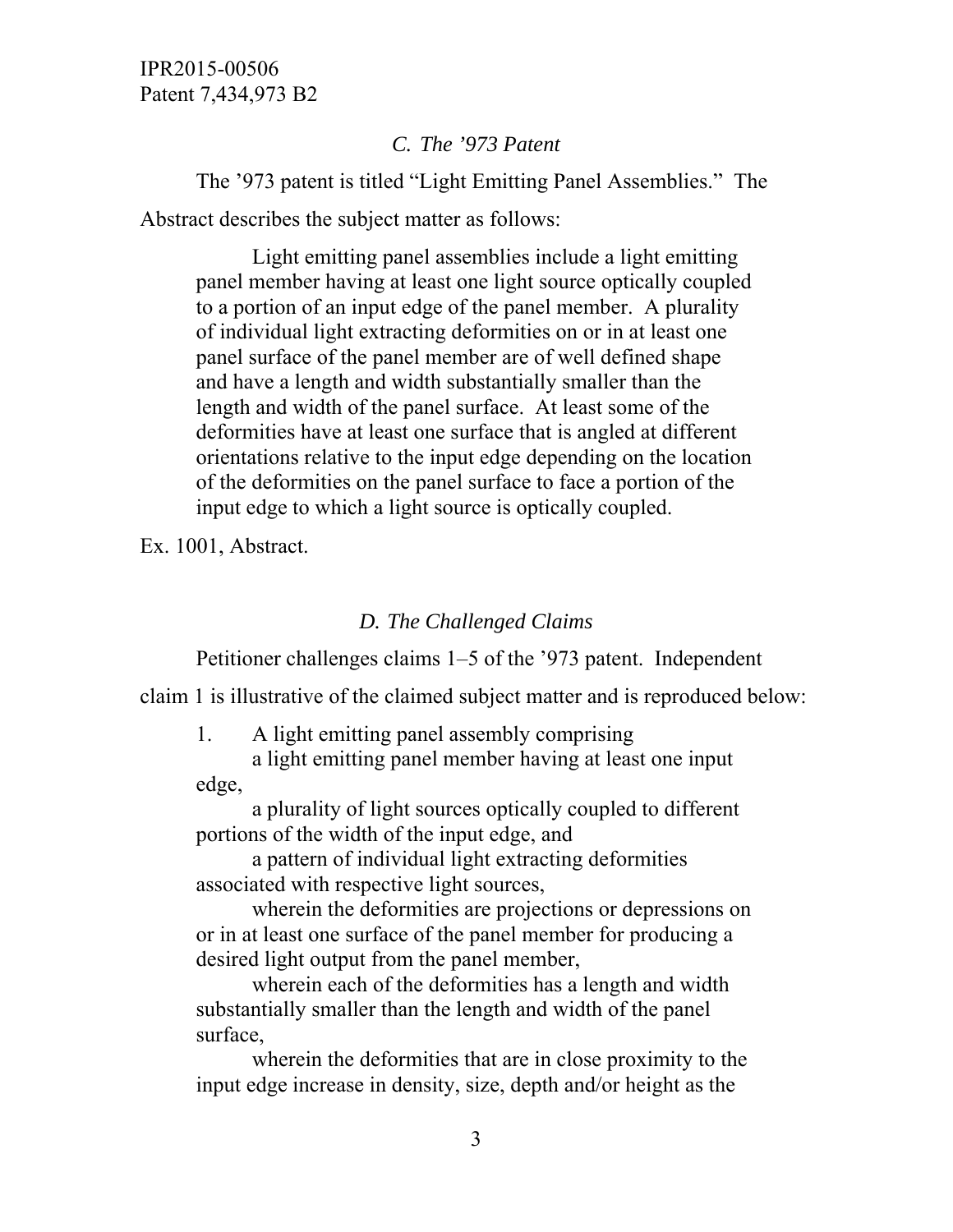### *C. The ’973 Patent*

The ’973 patent is titled “Light Emitting Panel Assemblies.” The Abstract describes the subject matter as follows:

> Light emitting panel assemblies include a light emitting panel member having at least one light source optically coupled to a portion of an input edge of the panel member. A plurality of individual light extracting deformities on or in at least one panel surface of the panel member are of well defined shape and have a length and width substantially smaller than the length and width of the panel surface. At least some of the deformities have at least one surface that is angled at different orientations relative to the input edge depending on the location of the deformities on the panel surface to face a portion of the input edge to which a light source is optically coupled.

Ex. 1001, Abstract.

### *D. The Challenged Claims*

Petitioner challenges claims 1–5 of the ’973 patent. Independent claim 1 is illustrative of the claimed subject matter and is reproduced below:

> 1. A light emitting panel assembly comprising
>
> a light emitting panel member having at least one input edge,
>
> a plurality of light sources optically coupled to different portions of the width of the input edge, and
>
> a pattern of individual light extracting deformities associated with respective light sources,
>
> wherein the deformities are projections or depressions on or in at least one surface of the panel member for producing a desired light output from the panel member,
>
> wherein each of the deformities has a length and width substantially smaller than the length and width of the panel surface,
>
> wherein the deformities that are in close proximity to the input edge increase in density, size, depth and/or height as the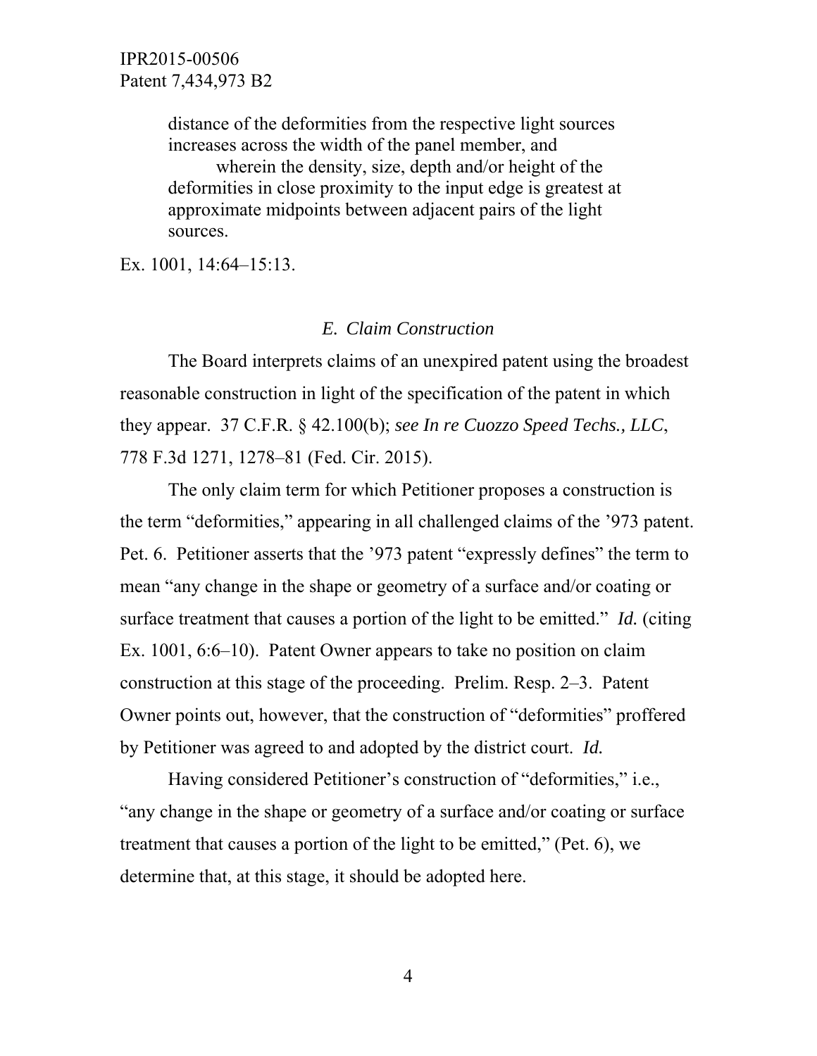> distance of the deformities from the respective light sources increases across the width of the panel member, and
>
> wherein the density, size, depth and/or height of the deformities in close proximity to the input edge is greatest at approximate midpoints between adjacent pairs of the light sources.

Ex. 1001, 14:64–15:13.

### *E. Claim Construction*

The Board interprets claims of an unexpired patent using the broadest reasonable construction in light of the specification of the patent in which they appear. 37 C.F.R. § 42.100(b); *see In re Cuozzo Speed Techs., LLC*, 778 F.3d 1271, 1278–81 (Fed. Cir. 2015).

The only claim term for which Petitioner proposes a construction is the term "deformities," appearing in all challenged claims of the '973 patent. Pet. 6. Petitioner asserts that the '973 patent "expressly defines" the term to mean "any change in the shape or geometry of a surface and/or coating or surface treatment that causes a portion of the light to be emitted." *Id.* (citing Ex. 1001, 6:6–10). Patent Owner appears to take no position on claim construction at this stage of the proceeding. Prelim. Resp. 2–3. Patent Owner points out, however, that the construction of "deformities" proffered by Petitioner was agreed to and adopted by the district court. *Id.*

Having considered Petitioner's construction of "deformities," i.e., "any change in the shape or geometry of a surface and/or coating or surface treatment that causes a portion of the light to be emitted," (Pet. 6), we determine that, at this stage, it should be adopted here.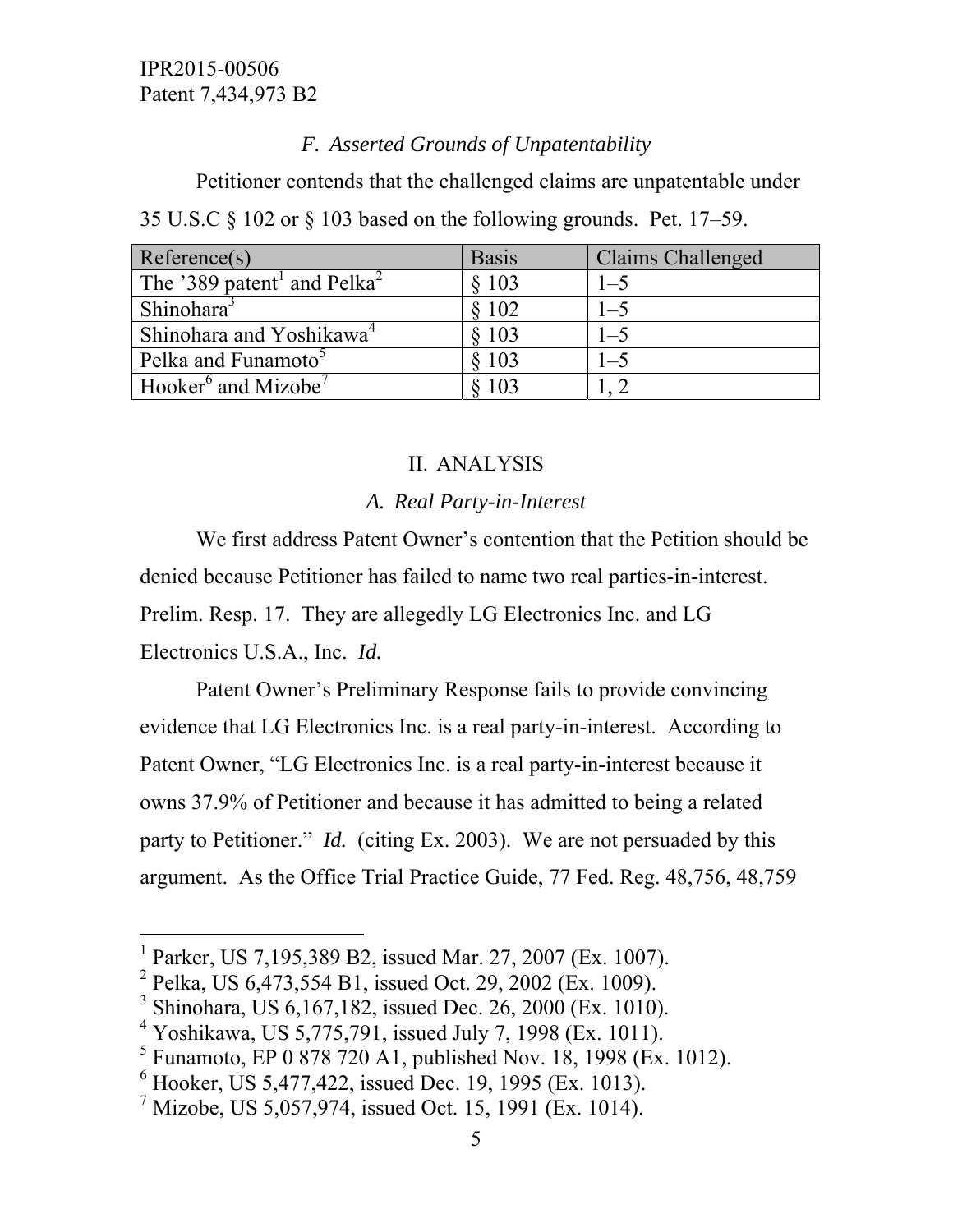### *F. Asserted Grounds of Unpatentability*

Petitioner contends that the challenged claims are unpatentable under 35 U.S.C § 102 or § 103 based on the following grounds. Pet. 17–59.

| Reference(s) | Basis | Claims Challenged |
|---|---|---|
| The ’389 patent[1] and Pelka[2] | § 103 | 1–5 |
| Shinohara[3] | § 102 | 1–5 |
| Shinohara and Yoshikawa[4] | § 103 | 1–5 |
| Pelka and Funamoto[5] | § 103 | 1–5 |
| Hooker[6] and Mizobe[7] | § 103 | 1, 2 |

## II. ANALYSIS

### *A. Real Party-in-Interest*

We first address Patent Owner’s contention that the Petition should be denied because Petitioner has failed to name two real parties-in-interest. Prelim. Resp. 17. They are allegedly LG Electronics Inc. and LG Electronics U.S.A., Inc. *Id.*

Patent Owner’s Preliminary Response fails to provide convincing evidence that LG Electronics Inc. is a real party-in-interest. According to Patent Owner, “LG Electronics Inc. is a real party-in-interest because it owns 37.9% of Petitioner and because it has admitted to being a related party to Petitioner.” *Id.* (citing Ex. 2003). We are not persuaded by this argument. As the Office Trial Practice Guide, 77 Fed. Reg. 48,756, 48,759

---

[1] Parker, US 7,195,389 B2, issued Mar. 27, 2007 (Ex. 1007).
[2] Pelka, US 6,473,554 B1, issued Oct. 29, 2002 (Ex. 1009).
[3] Shinohara, US 6,167,182, issued Dec. 26, 2000 (Ex. 1010).
[4] Yoshikawa, US 5,775,791, issued July 7, 1998 (Ex. 1011).
[5] Funamoto, EP 0 878 720 A1, published Nov. 18, 1998 (Ex. 1012).
[6] Hooker, US 5,477,422, issued Dec. 19, 1995 (Ex. 1013).
[7] Mizobe, US 5,057,974, issued Oct. 15, 1991 (Ex. 1014).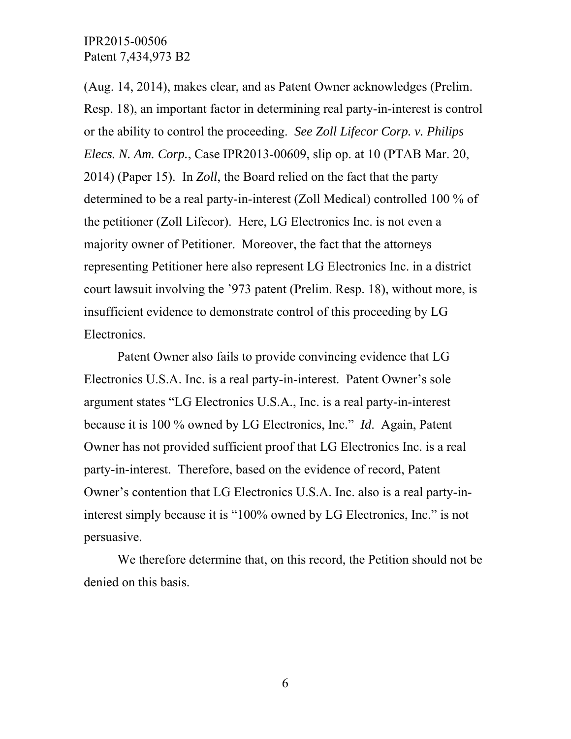(Aug. 14, 2014), makes clear, and as Patent Owner acknowledges (Prelim. Resp. 18), an important factor in determining real party-in-interest is control or the ability to control the proceeding. *See Zoll Lifecor Corp. v. Philips Elecs. N. Am. Corp.*, Case IPR2013-00609, slip op. at 10 (PTAB Mar. 20, 2014) (Paper 15). In *Zoll*, the Board relied on the fact that the party determined to be a real party-in-interest (Zoll Medical) controlled 100 % of the petitioner (Zoll Lifecor). Here, LG Electronics Inc. is not even a majority owner of Petitioner. Moreover, the fact that the attorneys representing Petitioner here also represent LG Electronics Inc. in a district court lawsuit involving the '973 patent (Prelim. Resp. 18), without more, is insufficient evidence to demonstrate control of this proceeding by LG Electronics.

Patent Owner also fails to provide convincing evidence that LG Electronics U.S.A. Inc. is a real party-in-interest. Patent Owner's sole argument states "LG Electronics U.S.A., Inc. is a real party-in-interest because it is 100 % owned by LG Electronics, Inc." *Id*. Again, Patent Owner has not provided sufficient proof that LG Electronics Inc. is a real party-in-interest. Therefore, based on the evidence of record, Patent Owner's contention that LG Electronics U.S.A. Inc. also is a real party-in-interest simply because it is "100% owned by LG Electronics, Inc." is not persuasive.

We therefore determine that, on this record, the Petition should not be denied on this basis.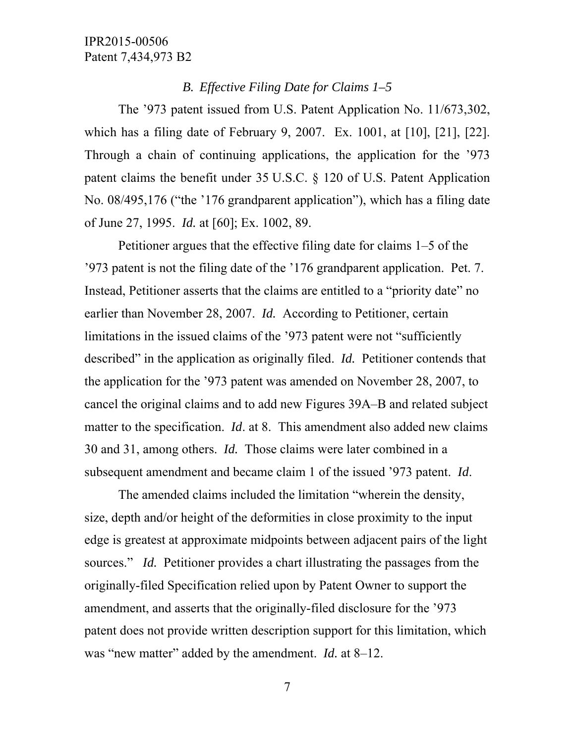### *B. Effective Filing Date for Claims 1–5*

The ’973 patent issued from U.S. Patent Application No. 11/673,302, which has a filing date of February 9, 2007. Ex. 1001, at [10], [21], [22]. Through a chain of continuing applications, the application for the ’973 patent claims the benefit under 35 U.S.C. § 120 of U.S. Patent Application No. 08/495,176 (“the ’176 grandparent application”), which has a filing date of June 27, 1995. *Id.* at [60]; Ex. 1002, 89.

Petitioner argues that the effective filing date for claims 1–5 of the ’973 patent is not the filing date of the ’176 grandparent application. Pet. 7. Instead, Petitioner asserts that the claims are entitled to a “priority date” no earlier than November 28, 2007. *Id.* According to Petitioner, certain limitations in the issued claims of the ’973 patent were not “sufficiently described” in the application as originally filed. *Id.* Petitioner contends that the application for the ’973 patent was amended on November 28, 2007, to cancel the original claims and to add new Figures 39A–B and related subject matter to the specification. *Id*. at 8. This amendment also added new claims 30 and 31, among others. *Id.* Those claims were later combined in a subsequent amendment and became claim 1 of the issued ’973 patent. *Id*.

The amended claims included the limitation “wherein the density, size, depth and/or height of the deformities in close proximity to the input edge is greatest at approximate midpoints between adjacent pairs of the light sources.” *Id.* Petitioner provides a chart illustrating the passages from the originally-filed Specification relied upon by Patent Owner to support the amendment, and asserts that the originally-filed disclosure for the ’973 patent does not provide written description support for this limitation, which was “new matter” added by the amendment. *Id.* at 8–12.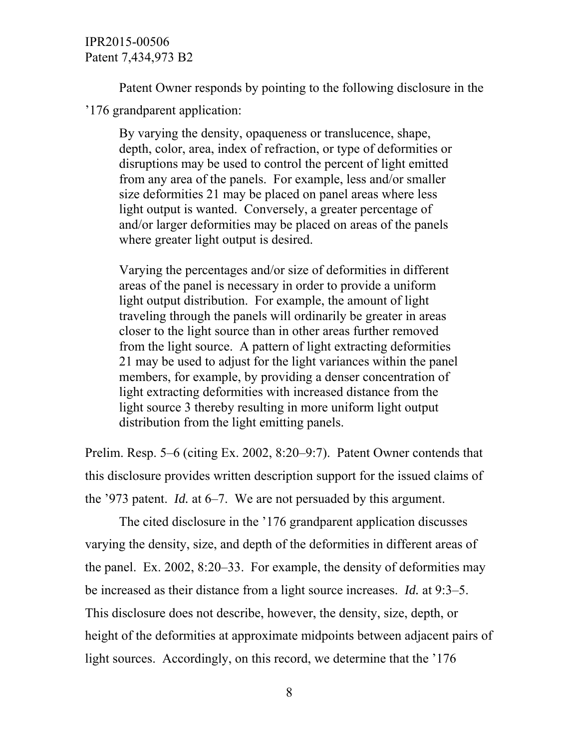Patent Owner responds by pointing to the following disclosure in the ’176 grandparent application:

> By varying the density, opaqueness or translucence, shape, depth, color, area, index of refraction, or type of deformities or disruptions may be used to control the percent of light emitted from any area of the panels. For example, less and/or smaller size deformities 21 may be placed on panel areas where less light output is wanted. Conversely, a greater percentage of and/or larger deformities may be placed on areas of the panels where greater light output is desired.
>
> Varying the percentages and/or size of deformities in different areas of the panel is necessary in order to provide a uniform light output distribution. For example, the amount of light traveling through the panels will ordinarily be greater in areas closer to the light source than in other areas further removed from the light source. A pattern of light extracting deformities 21 may be used to adjust for the light variances within the panel members, for example, by providing a denser concentration of light extracting deformities with increased distance from the light source 3 thereby resulting in more uniform light output distribution from the light emitting panels.

Prelim. Resp. 5–6 (citing Ex. 2002, 8:20–9:7). Patent Owner contends that this disclosure provides written description support for the issued claims of the ’973 patent. *Id.* at 6–7. We are not persuaded by this argument.

The cited disclosure in the ’176 grandparent application discusses varying the density, size, and depth of the deformities in different areas of the panel. Ex. 2002, 8:20–33. For example, the density of deformities may be increased as their distance from a light source increases. *Id.* at 9:3–5. This disclosure does not describe, however, the density, size, depth, or height of the deformities at approximate midpoints between adjacent pairs of light sources. Accordingly, on this record, we determine that the ’176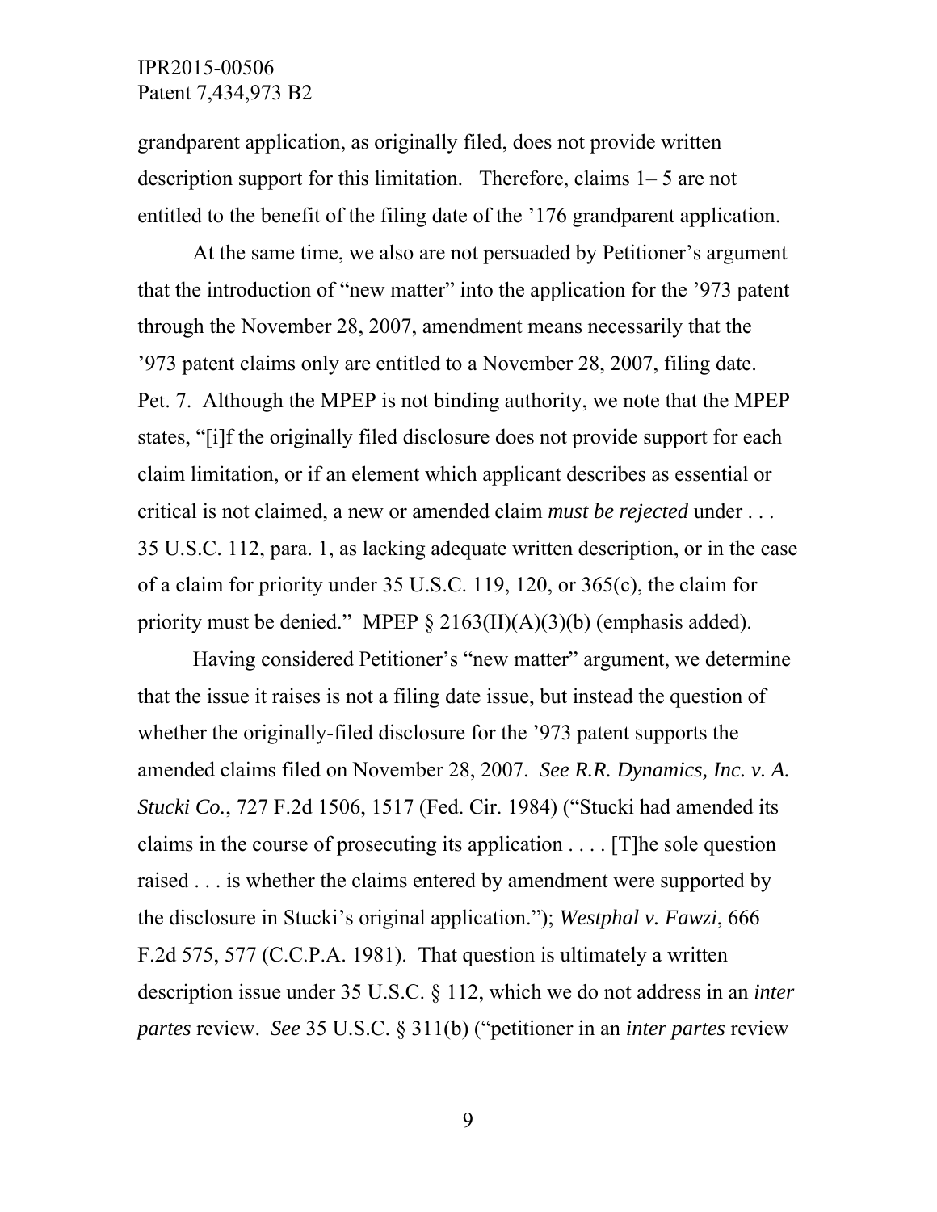grandparent application, as originally filed, does not provide written description support for this limitation. Therefore, claims 1– 5 are not entitled to the benefit of the filing date of the '176 grandparent application.

At the same time, we also are not persuaded by Petitioner's argument that the introduction of "new matter" into the application for the '973 patent through the November 28, 2007, amendment means necessarily that the '973 patent claims only are entitled to a November 28, 2007, filing date. Pet. 7. Although the MPEP is not binding authority, we note that the MPEP states, "[i]f the originally filed disclosure does not provide support for each claim limitation, or if an element which applicant describes as essential or critical is not claimed, a new or amended claim *must be rejected* under . . . 35 U.S.C. 112, para. 1, as lacking adequate written description, or in the case of a claim for priority under 35 U.S.C. 119, 120, or 365(c), the claim for priority must be denied." MPEP § 2163(II)(A)(3)(b) (emphasis added).

Having considered Petitioner's "new matter" argument, we determine that the issue it raises is not a filing date issue, but instead the question of whether the originally-filed disclosure for the '973 patent supports the amended claims filed on November 28, 2007. *See R.R. Dynamics, Inc. v. A. Stucki Co.*, 727 F.2d 1506, 1517 (Fed. Cir. 1984) ("Stucki had amended its claims in the course of prosecuting its application . . . . [T]he sole question raised . . . is whether the claims entered by amendment were supported by the disclosure in Stucki's original application."); *Westphal v. Fawzi*, 666 F.2d 575, 577 (C.C.P.A. 1981). That question is ultimately a written description issue under 35 U.S.C. § 112, which we do not address in an *inter partes* review. *See* 35 U.S.C. § 311(b) ("petitioner in an *inter partes* review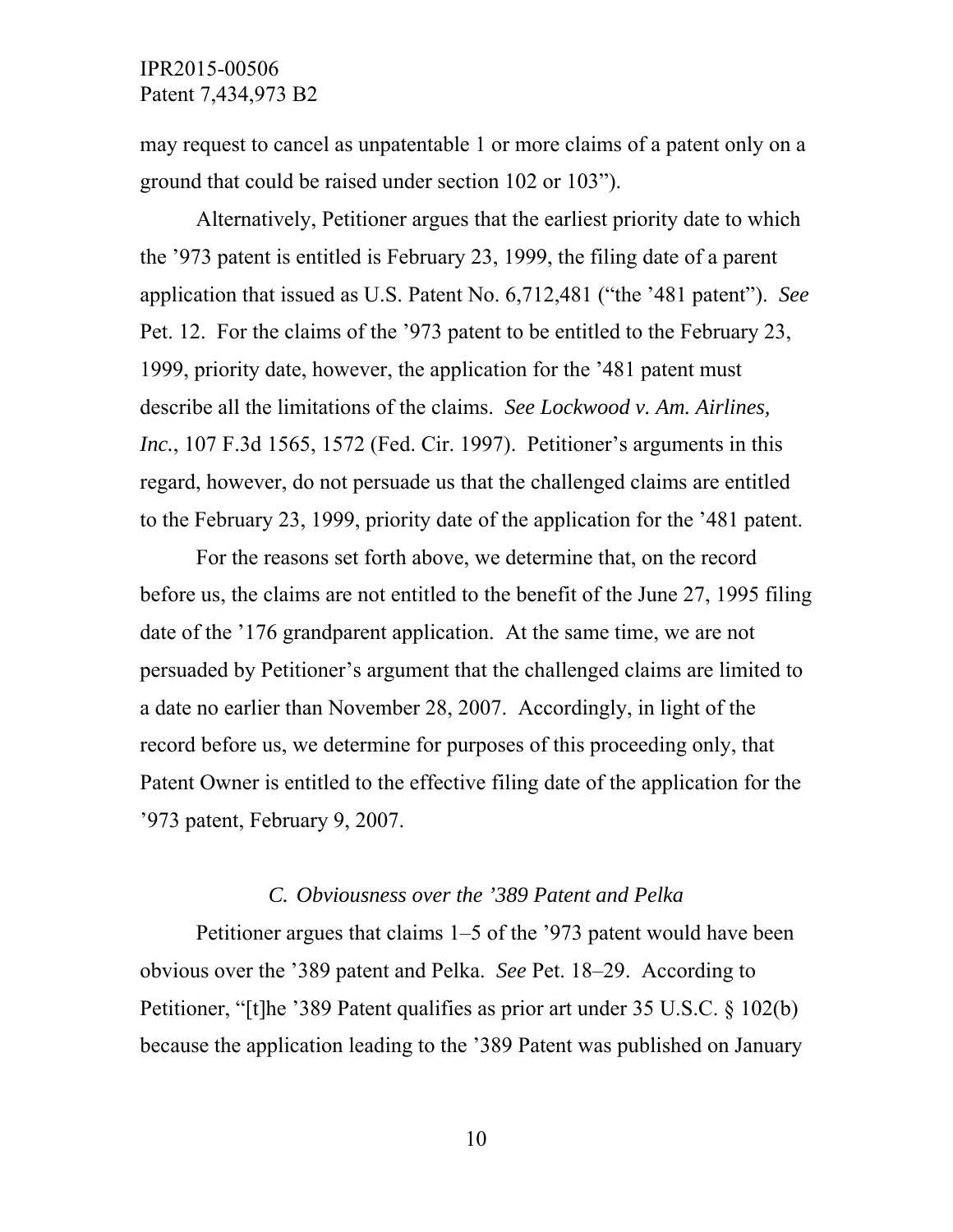may request to cancel as unpatentable 1 or more claims of a patent only on a ground that could be raised under section 102 or 103").

Alternatively, Petitioner argues that the earliest priority date to which the '973 patent is entitled is February 23, 1999, the filing date of a parent application that issued as U.S. Patent No. 6,712,481 ("the '481 patent"). *See* Pet. 12. For the claims of the '973 patent to be entitled to the February 23, 1999, priority date, however, the application for the '481 patent must describe all the limitations of the claims. *See Lockwood v. Am. Airlines, Inc.*, 107 F.3d 1565, 1572 (Fed. Cir. 1997). Petitioner's arguments in this regard, however, do not persuade us that the challenged claims are entitled to the February 23, 1999, priority date of the application for the '481 patent.

For the reasons set forth above, we determine that, on the record before us, the claims are not entitled to the benefit of the June 27, 1995 filing date of the '176 grandparent application. At the same time, we are not persuaded by Petitioner's argument that the challenged claims are limited to a date no earlier than November 28, 2007. Accordingly, in light of the record before us, we determine for purposes of this proceeding only, that Patent Owner is entitled to the effective filing date of the application for the '973 patent, February 9, 2007.

### *C. Obviousness over the '389 Patent and Pelka*

Petitioner argues that claims 1–5 of the '973 patent would have been obvious over the '389 patent and Pelka. *See* Pet. 18–29. According to Petitioner, "[t]he '389 Patent qualifies as prior art under 35 U.S.C. § 102(b) because the application leading to the '389 Patent was published on January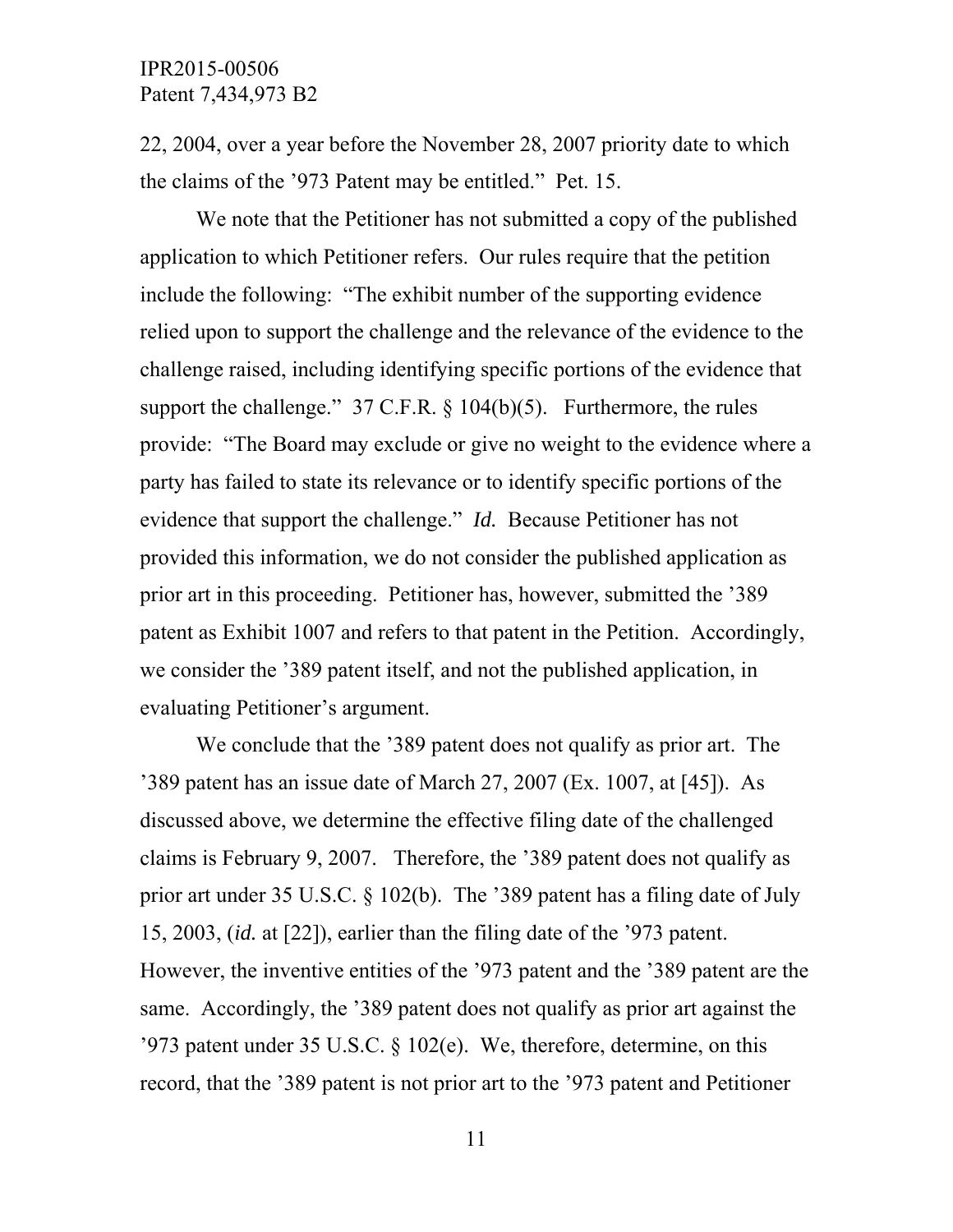22, 2004, over a year before the November 28, 2007 priority date to which the claims of the '973 Patent may be entitled." Pet. 15.

We note that the Petitioner has not submitted a copy of the published application to which Petitioner refers. Our rules require that the petition include the following: "The exhibit number of the supporting evidence relied upon to support the challenge and the relevance of the evidence to the challenge raised, including identifying specific portions of the evidence that support the challenge." 37 C.F.R. § 104(b)(5). Furthermore, the rules provide: "The Board may exclude or give no weight to the evidence where a party has failed to state its relevance or to identify specific portions of the evidence that support the challenge." *Id.* Because Petitioner has not provided this information, we do not consider the published application as prior art in this proceeding. Petitioner has, however, submitted the '389 patent as Exhibit 1007 and refers to that patent in the Petition. Accordingly, we consider the '389 patent itself, and not the published application, in evaluating Petitioner's argument.

We conclude that the '389 patent does not qualify as prior art. The '389 patent has an issue date of March 27, 2007 (Ex. 1007, at [45]). As discussed above, we determine the effective filing date of the challenged claims is February 9, 2007. Therefore, the '389 patent does not qualify as prior art under 35 U.S.C. § 102(b). The '389 patent has a filing date of July 15, 2003, (*id.* at [22]), earlier than the filing date of the '973 patent. However, the inventive entities of the '973 patent and the '389 patent are the same. Accordingly, the '389 patent does not qualify as prior art against the '973 patent under 35 U.S.C. § 102(e). We, therefore, determine, on this record, that the '389 patent is not prior art to the '973 patent and Petitioner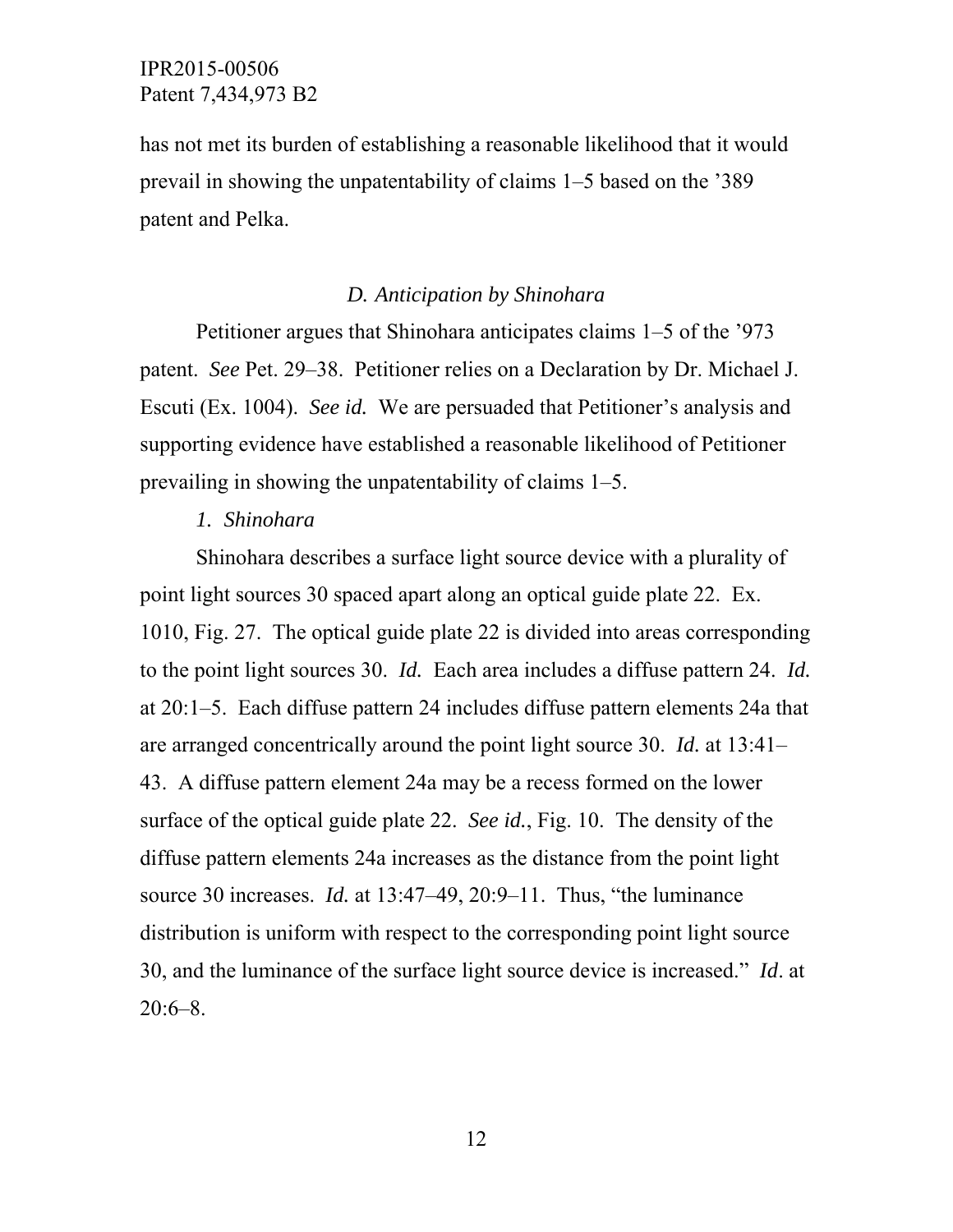has not met its burden of establishing a reasonable likelihood that it would prevail in showing the unpatentability of claims 1–5 based on the ’389 patent and Pelka.

### *D. Anticipation by Shinohara*

Petitioner argues that Shinohara anticipates claims 1–5 of the ’973 patent. *See* Pet. 29–38. Petitioner relies on a Declaration by Dr. Michael J. Escuti (Ex. 1004). *See id.* We are persuaded that Petitioner’s analysis and supporting evidence have established a reasonable likelihood of Petitioner prevailing in showing the unpatentability of claims 1–5.

#### *1. Shinohara*

Shinohara describes a surface light source device with a plurality of point light sources 30 spaced apart along an optical guide plate 22. Ex. 1010, Fig. 27. The optical guide plate 22 is divided into areas corresponding to the point light sources 30. *Id.* Each area includes a diffuse pattern 24. *Id.* at 20:1–5. Each diffuse pattern 24 includes diffuse pattern elements 24a that are arranged concentrically around the point light source 30. *Id.* at 13:41–43. A diffuse pattern element 24a may be a recess formed on the lower surface of the optical guide plate 22. *See id.*, Fig. 10. The density of the diffuse pattern elements 24a increases as the distance from the point light source 30 increases. *Id.* at 13:47–49, 20:9–11. Thus, “the luminance distribution is uniform with respect to the corresponding point light source 30, and the luminance of the surface light source device is increased.” *Id*. at 20:6–8.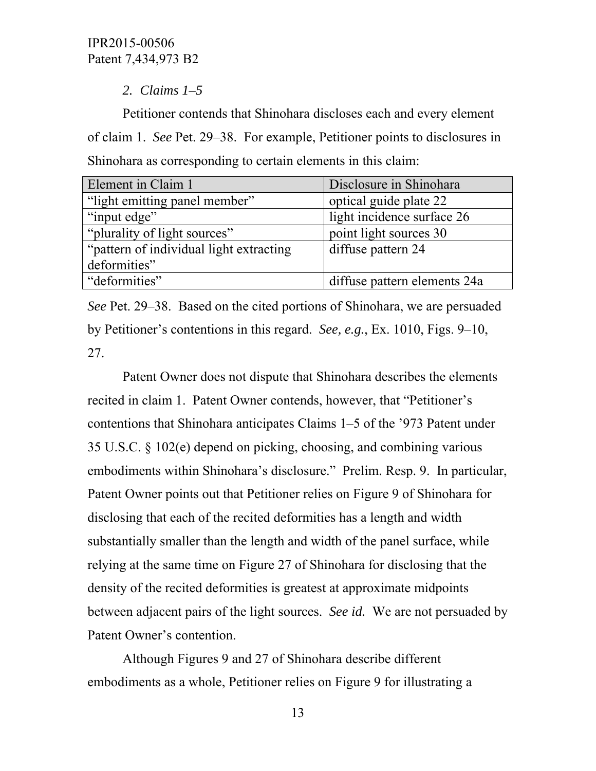### *2. Claims 1–5*

Petitioner contends that Shinohara discloses each and every element of claim 1. *See* Pet. 29–38. For example, Petitioner points to disclosures in Shinohara as corresponding to certain elements in this claim:

| Element in Claim 1 | Disclosure in Shinohara |
|---|---|
| "light emitting panel member" | optical guide plate 22 |
| "input edge" | light incidence surface 26 |
| "plurality of light sources" | point light sources 30 |
| "pattern of individual light extracting deformities" | diffuse pattern 24 |
| "deformities" | diffuse pattern elements 24a |

*See* Pet. 29–38. Based on the cited portions of Shinohara, we are persuaded by Petitioner's contentions in this regard. *See, e.g.*, Ex. 1010, Figs. 9–10, 27.

Patent Owner does not dispute that Shinohara describes the elements recited in claim 1. Patent Owner contends, however, that "Petitioner's contentions that Shinohara anticipates Claims 1–5 of the '973 Patent under 35 U.S.C. § 102(e) depend on picking, choosing, and combining various embodiments within Shinohara's disclosure." Prelim. Resp. 9. In particular, Patent Owner points out that Petitioner relies on Figure 9 of Shinohara for disclosing that each of the recited deformities has a length and width substantially smaller than the length and width of the panel surface, while relying at the same time on Figure 27 of Shinohara for disclosing that the density of the recited deformities is greatest at approximate midpoints between adjacent pairs of the light sources. *See id.* We are not persuaded by Patent Owner's contention.

Although Figures 9 and 27 of Shinohara describe different embodiments as a whole, Petitioner relies on Figure 9 for illustrating a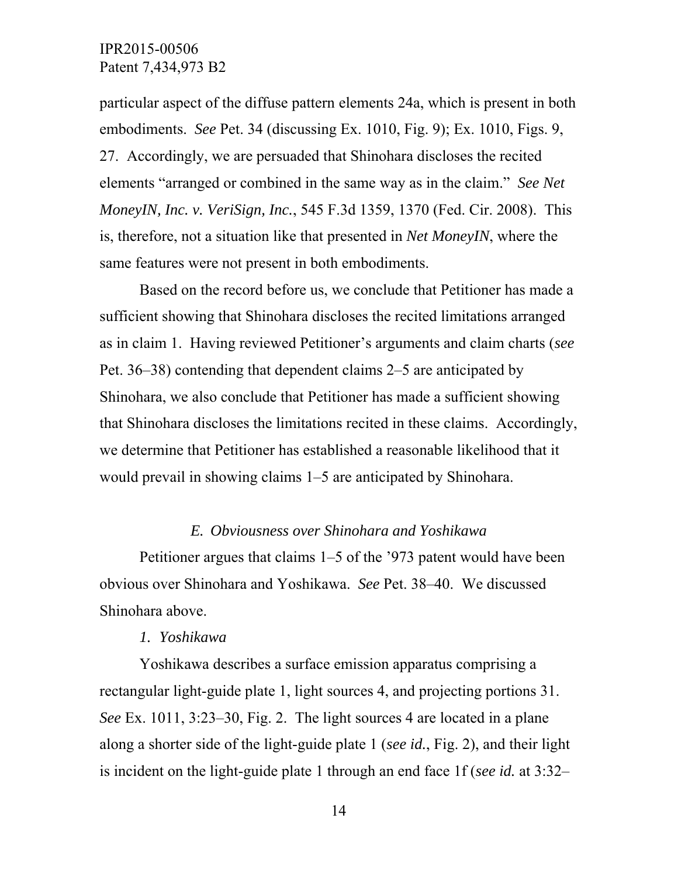particular aspect of the diffuse pattern elements 24a, which is present in both embodiments. *See* Pet. 34 (discussing Ex. 1010, Fig. 9); Ex. 1010, Figs. 9, 27. Accordingly, we are persuaded that Shinohara discloses the recited elements "arranged or combined in the same way as in the claim." *See Net MoneyIN, Inc. v. VeriSign, Inc.*, 545 F.3d 1359, 1370 (Fed. Cir. 2008). This is, therefore, not a situation like that presented in *Net MoneyIN*, where the same features were not present in both embodiments.

Based on the record before us, we conclude that Petitioner has made a sufficient showing that Shinohara discloses the recited limitations arranged as in claim 1. Having reviewed Petitioner's arguments and claim charts (*see* Pet. 36–38) contending that dependent claims 2–5 are anticipated by Shinohara, we also conclude that Petitioner has made a sufficient showing that Shinohara discloses the limitations recited in these claims. Accordingly, we determine that Petitioner has established a reasonable likelihood that it would prevail in showing claims 1–5 are anticipated by Shinohara.

### *E. Obviousness over Shinohara and Yoshikawa*

Petitioner argues that claims 1–5 of the '973 patent would have been obvious over Shinohara and Yoshikawa. *See* Pet. 38–40. We discussed Shinohara above.

#### *1. Yoshikawa*

Yoshikawa describes a surface emission apparatus comprising a rectangular light-guide plate 1, light sources 4, and projecting portions 31. *See* Ex. 1011, 3:23–30, Fig. 2. The light sources 4 are located in a plane along a shorter side of the light-guide plate 1 (*see id.*, Fig. 2), and their light is incident on the light-guide plate 1 through an end face 1f (*see id.* at 3:32–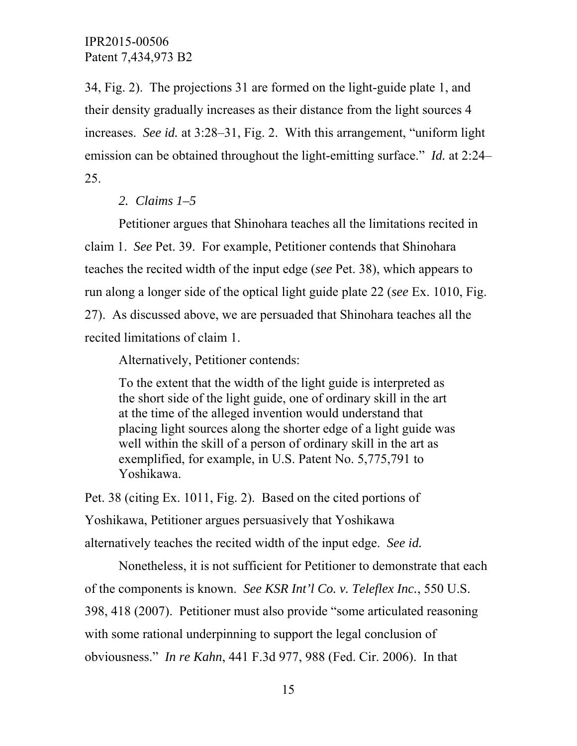34, Fig. 2). The projections 31 are formed on the light-guide plate 1, and their density gradually increases as their distance from the light sources 4 increases. *See id.* at 3:28–31, Fig. 2. With this arrangement, "uniform light emission can be obtained throughout the light-emitting surface." *Id.* at 2:24–25.

*2. Claims 1–5*

Petitioner argues that Shinohara teaches all the limitations recited in claim 1. *See* Pet. 39. For example, Petitioner contends that Shinohara teaches the recited width of the input edge (*see* Pet. 38), which appears to run along a longer side of the optical light guide plate 22 (*see* Ex. 1010, Fig. 27). As discussed above, we are persuaded that Shinohara teaches all the recited limitations of claim 1.

Alternatively, Petitioner contends:

> To the extent that the width of the light guide is interpreted as the short side of the light guide, one of ordinary skill in the art at the time of the alleged invention would understand that placing light sources along the shorter edge of a light guide was well within the skill of a person of ordinary skill in the art as exemplified, for example, in U.S. Patent No. 5,775,791 to Yoshikawa.

Pet. 38 (citing Ex. 1011, Fig. 2). Based on the cited portions of Yoshikawa, Petitioner argues persuasively that Yoshikawa alternatively teaches the recited width of the input edge. *See id.*

Nonetheless, it is not sufficient for Petitioner to demonstrate that each of the components is known. *See KSR Int'l Co. v. Teleflex Inc.*, 550 U.S. 398, 418 (2007). Petitioner must also provide "some articulated reasoning with some rational underpinning to support the legal conclusion of obviousness." *In re Kahn*, 441 F.3d 977, 988 (Fed. Cir. 2006). In that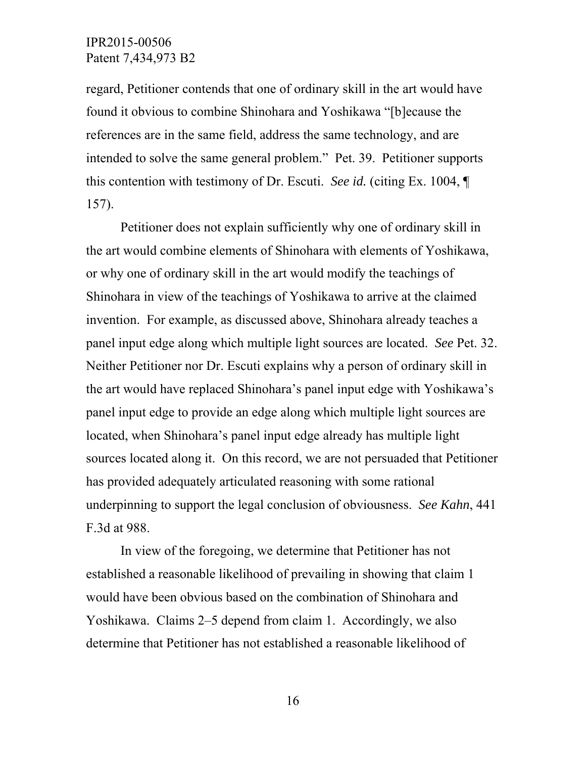regard, Petitioner contends that one of ordinary skill in the art would have found it obvious to combine Shinohara and Yoshikawa "[b]ecause the references are in the same field, address the same technology, and are intended to solve the same general problem." Pet. 39. Petitioner supports this contention with testimony of Dr. Escuti. *See id.* (citing Ex. 1004, ¶ 157).

Petitioner does not explain sufficiently why one of ordinary skill in the art would combine elements of Shinohara with elements of Yoshikawa, or why one of ordinary skill in the art would modify the teachings of Shinohara in view of the teachings of Yoshikawa to arrive at the claimed invention. For example, as discussed above, Shinohara already teaches a panel input edge along which multiple light sources are located. *See* Pet. 32. Neither Petitioner nor Dr. Escuti explains why a person of ordinary skill in the art would have replaced Shinohara's panel input edge with Yoshikawa's panel input edge to provide an edge along which multiple light sources are located, when Shinohara's panel input edge already has multiple light sources located along it. On this record, we are not persuaded that Petitioner has provided adequately articulated reasoning with some rational underpinning to support the legal conclusion of obviousness. *See Kahn*, 441 F.3d at 988.

In view of the foregoing, we determine that Petitioner has not established a reasonable likelihood of prevailing in showing that claim 1 would have been obvious based on the combination of Shinohara and Yoshikawa. Claims 2–5 depend from claim 1. Accordingly, we also determine that Petitioner has not established a reasonable likelihood of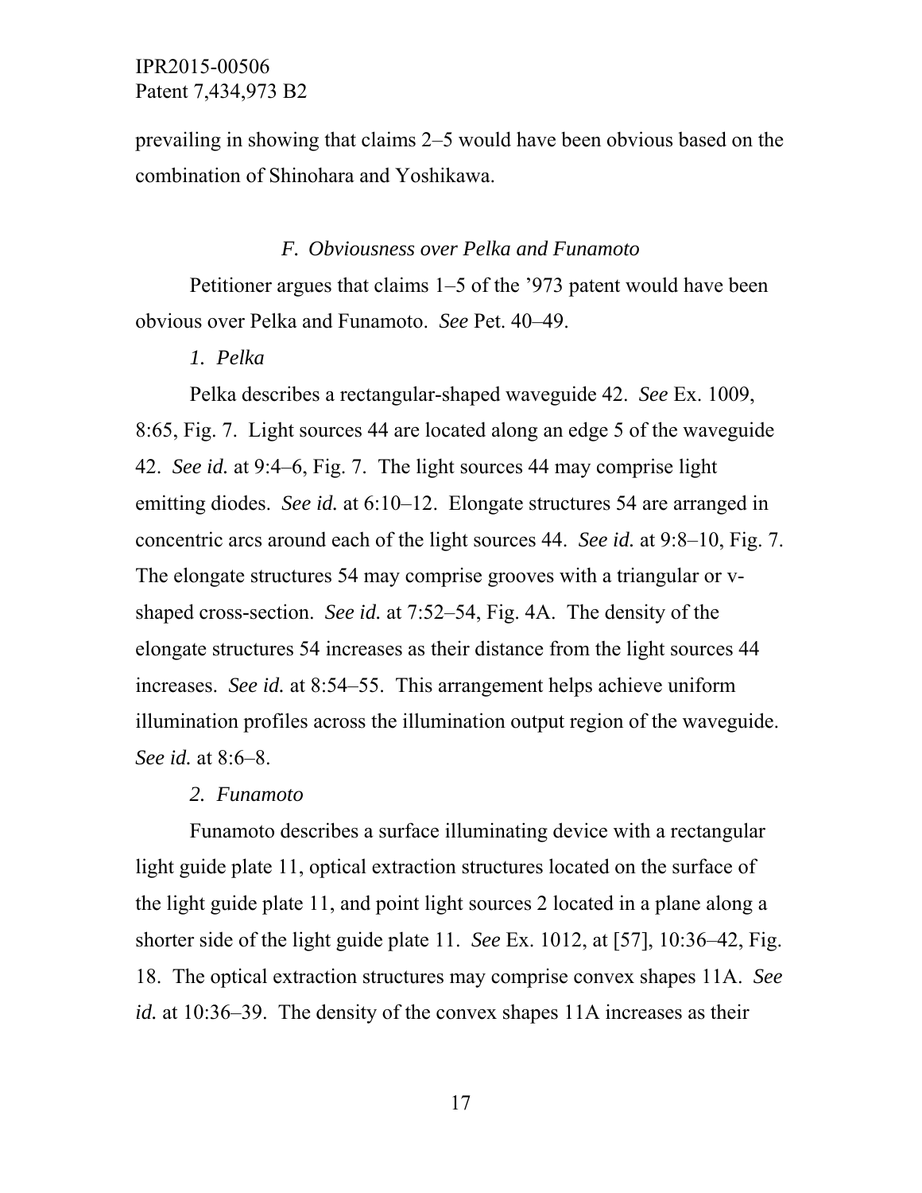prevailing in showing that claims 2–5 would have been obvious based on the combination of Shinohara and Yoshikawa.

### *F. Obviousness over Pelka and Funamoto*

Petitioner argues that claims 1–5 of the '973 patent would have been obvious over Pelka and Funamoto. *See* Pet. 40–49.

#### *1. Pelka*

Pelka describes a rectangular-shaped waveguide 42. *See* Ex. 1009, 8:65, Fig. 7. Light sources 44 are located along an edge 5 of the waveguide 42. *See id.* at 9:4–6, Fig. 7. The light sources 44 may comprise light emitting diodes. *See id.* at 6:10–12. Elongate structures 54 are arranged in concentric arcs around each of the light sources 44. *See id.* at 9:8–10, Fig. 7. The elongate structures 54 may comprise grooves with a triangular or v-shaped cross-section. *See id.* at 7:52–54, Fig. 4A. The density of the elongate structures 54 increases as their distance from the light sources 44 increases. *See id.* at 8:54–55. This arrangement helps achieve uniform illumination profiles across the illumination output region of the waveguide. *See id.* at 8:6–8.

#### *2. Funamoto*

Funamoto describes a surface illuminating device with a rectangular light guide plate 11, optical extraction structures located on the surface of the light guide plate 11, and point light sources 2 located in a plane along a shorter side of the light guide plate 11. *See* Ex. 1012, at [57], 10:36–42, Fig. 18. The optical extraction structures may comprise convex shapes 11A. *See id.* at 10:36–39. The density of the convex shapes 11A increases as their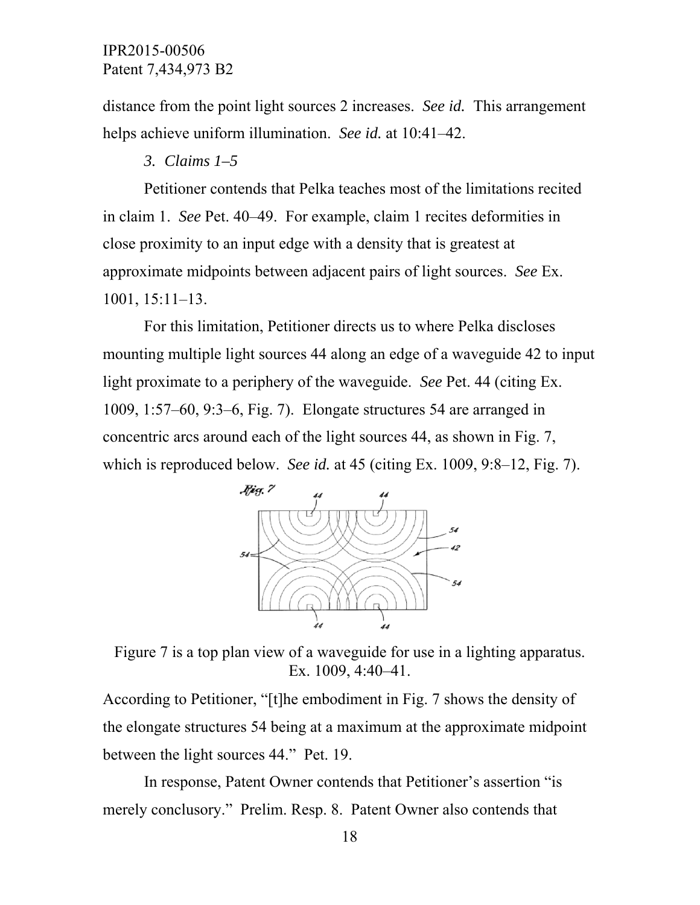distance from the point light sources 2 increases. *See id.* This arrangement helps achieve uniform illumination. *See id.* at 10:41–42.

*3. Claims 1–5*

Petitioner contends that Pelka teaches most of the limitations recited in claim 1. *See* Pet. 40–49. For example, claim 1 recites deformities in close proximity to an input edge with a density that is greatest at approximate midpoints between adjacent pairs of light sources. *See* Ex. 1001, 15:11–13.

For this limitation, Petitioner directs us to where Pelka discloses mounting multiple light sources 44 along an edge of a waveguide 42 to input light proximate to a periphery of the waveguide. *See* Pet. 44 (citing Ex. 1009, 1:57–60, 9:3–6, Fig. 7). Elongate structures 54 are arranged in concentric arcs around each of the light sources 44, as shown in Fig. 7, which is reproduced below. *See id.* at 45 (citing Ex. 1009, 9:8–12, Fig. 7).

Figure 7 is a top plan view of a waveguide for use in a lighting apparatus. Ex. 1009, 4:40–41.

According to Petitioner, "[t]he embodiment in Fig. 7 shows the density of the elongate structures 54 being at a maximum at the approximate midpoint between the light sources 44." Pet. 19.

In response, Patent Owner contends that Petitioner's assertion "is merely conclusory." Prelim. Resp. 8. Patent Owner also contends that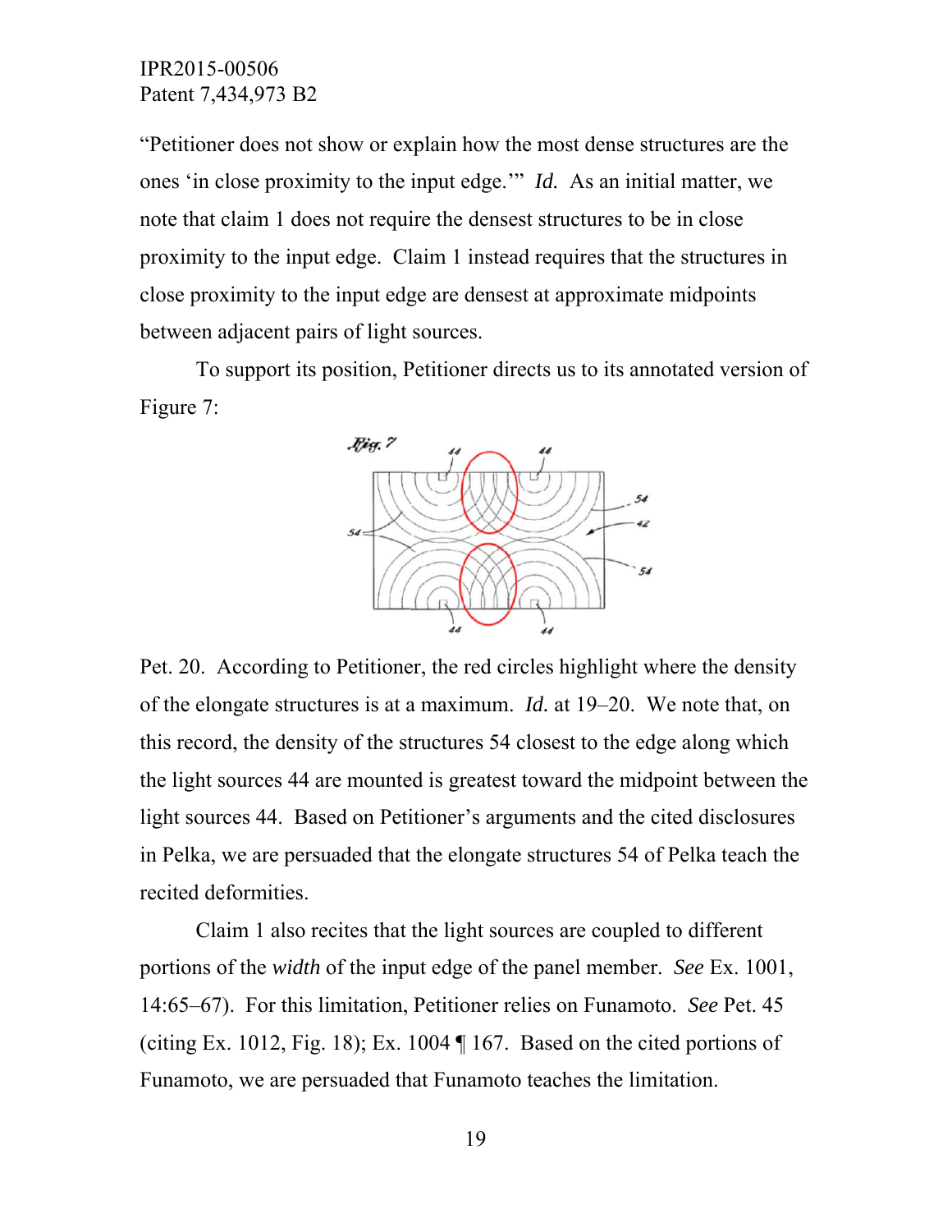"Petitioner does not show or explain how the most dense structures are the ones 'in close proximity to the input edge.'" *Id.* As an initial matter, we note that claim 1 does not require the densest structures to be in close proximity to the input edge. Claim 1 instead requires that the structures in close proximity to the input edge are densest at approximate midpoints between adjacent pairs of light sources.

To support its position, Petitioner directs us to its annotated version of Figure 7:

Pet. 20. According to Petitioner, the red circles highlight where the density of the elongate structures is at a maximum. *Id.* at 19–20. We note that, on this record, the density of the structures 54 closest to the edge along which the light sources 44 are mounted is greatest toward the midpoint between the light sources 44. Based on Petitioner's arguments and the cited disclosures in Pelka, we are persuaded that the elongate structures 54 of Pelka teach the recited deformities.

Claim 1 also recites that the light sources are coupled to different portions of the *width* of the input edge of the panel member. *See* Ex. 1001, 14:65–67). For this limitation, Petitioner relies on Funamoto. *See* Pet. 45 (citing Ex. 1012, Fig. 18); Ex. 1004 ¶ 167. Based on the cited portions of Funamoto, we are persuaded that Funamoto teaches the limitation.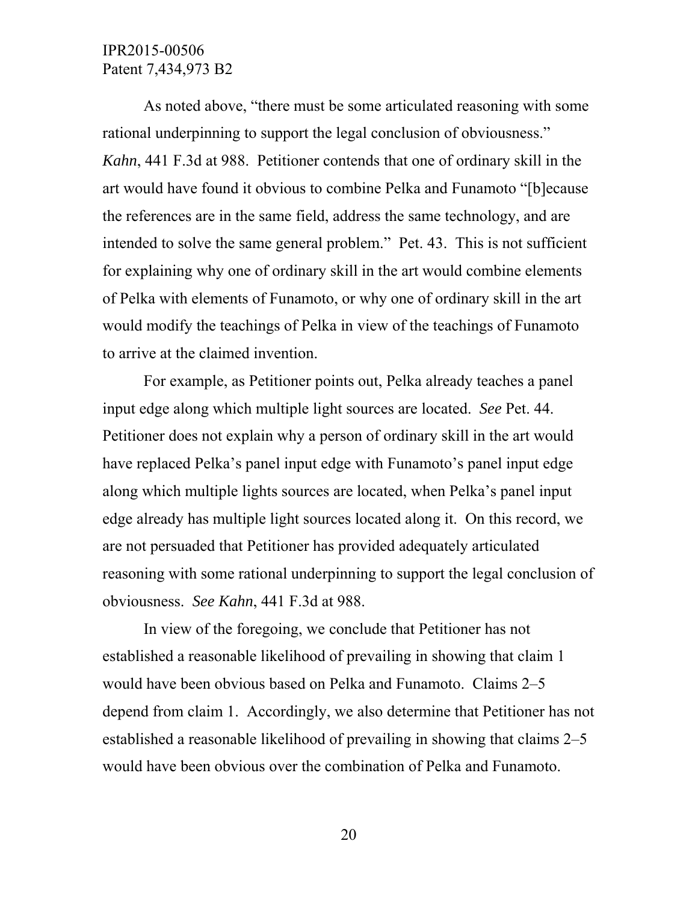As noted above, "there must be some articulated reasoning with some rational underpinning to support the legal conclusion of obviousness." *Kahn*, 441 F.3d at 988. Petitioner contends that one of ordinary skill in the art would have found it obvious to combine Pelka and Funamoto "[b]ecause the references are in the same field, address the same technology, and are intended to solve the same general problem." Pet. 43. This is not sufficient for explaining why one of ordinary skill in the art would combine elements of Pelka with elements of Funamoto, or why one of ordinary skill in the art would modify the teachings of Pelka in view of the teachings of Funamoto to arrive at the claimed invention.

For example, as Petitioner points out, Pelka already teaches a panel input edge along which multiple light sources are located. *See* Pet. 44. Petitioner does not explain why a person of ordinary skill in the art would have replaced Pelka's panel input edge with Funamoto's panel input edge along which multiple lights sources are located, when Pelka's panel input edge already has multiple light sources located along it. On this record, we are not persuaded that Petitioner has provided adequately articulated reasoning with some rational underpinning to support the legal conclusion of obviousness. *See Kahn*, 441 F.3d at 988.

In view of the foregoing, we conclude that Petitioner has not established a reasonable likelihood of prevailing in showing that claim 1 would have been obvious based on Pelka and Funamoto. Claims 2–5 depend from claim 1. Accordingly, we also determine that Petitioner has not established a reasonable likelihood of prevailing in showing that claims 2–5 would have been obvious over the combination of Pelka and Funamoto.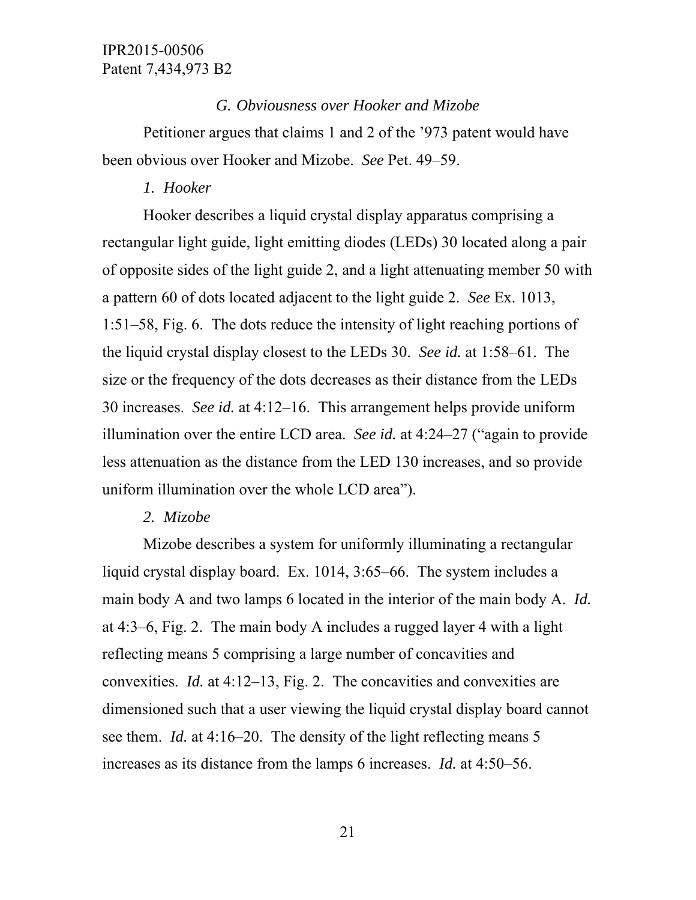### *G. Obviousness over Hooker and Mizobe*

Petitioner argues that claims 1 and 2 of the '973 patent would have been obvious over Hooker and Mizobe. *See* Pet. 49–59.

#### *1. Hooker*

Hooker describes a liquid crystal display apparatus comprising a rectangular light guide, light emitting diodes (LEDs) 30 located along a pair of opposite sides of the light guide 2, and a light attenuating member 50 with a pattern 60 of dots located adjacent to the light guide 2. *See* Ex. 1013, 1:51–58, Fig. 6. The dots reduce the intensity of light reaching portions of the liquid crystal display closest to the LEDs 30. *See id.* at 1:58–61. The size or the frequency of the dots decreases as their distance from the LEDs 30 increases. *See id.* at 4:12–16. This arrangement helps provide uniform illumination over the entire LCD area. *See id.* at 4:24–27 ("again to provide less attenuation as the distance from the LED 130 increases, and so provide uniform illumination over the whole LCD area").

#### *2. Mizobe*

Mizobe describes a system for uniformly illuminating a rectangular liquid crystal display board. Ex. 1014, 3:65–66. The system includes a main body A and two lamps 6 located in the interior of the main body A. *Id.* at 4:3–6, Fig. 2. The main body A includes a rugged layer 4 with a light reflecting means 5 comprising a large number of concavities and convexities. *Id.* at 4:12–13, Fig. 2. The concavities and convexities are dimensioned such that a user viewing the liquid crystal display board cannot see them. *Id.* at 4:16–20. The density of the light reflecting means 5 increases as its distance from the lamps 6 increases. *Id.* at 4:50–56.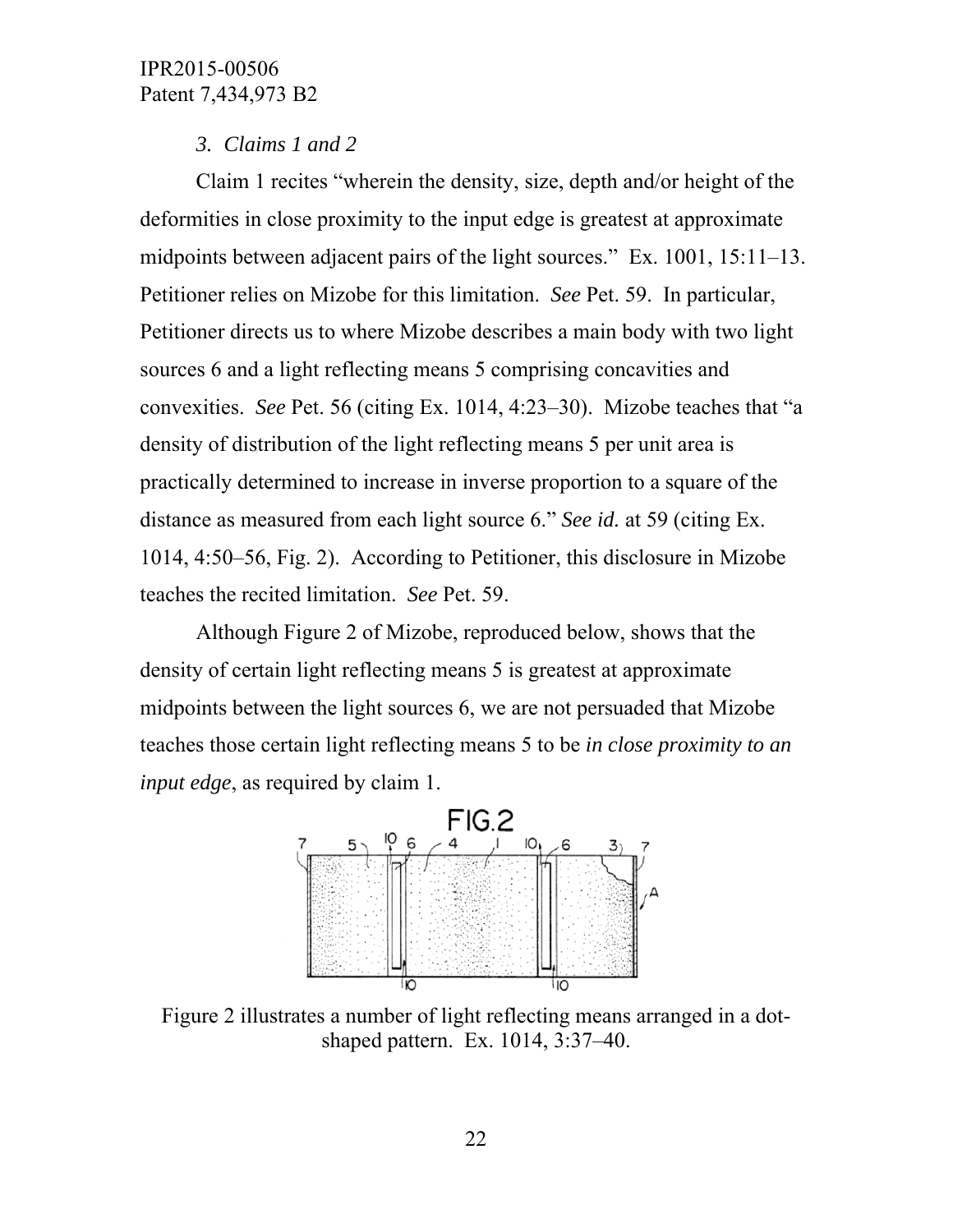*3. Claims 1 and 2*

Claim 1 recites "wherein the density, size, depth and/or height of the deformities in close proximity to the input edge is greatest at approximate midpoints between adjacent pairs of the light sources." Ex. 1001, 15:11–13. Petitioner relies on Mizobe for this limitation. *See* Pet. 59. In particular, Petitioner directs us to where Mizobe describes a main body with two light sources 6 and a light reflecting means 5 comprising concavities and convexities. *See* Pet. 56 (citing Ex. 1014, 4:23–30). Mizobe teaches that "a density of distribution of the light reflecting means 5 per unit area is practically determined to increase in inverse proportion to a square of the distance as measured from each light source 6." *See id.* at 59 (citing Ex. 1014, 4:50–56, Fig. 2). According to Petitioner, this disclosure in Mizobe teaches the recited limitation. *See* Pet. 59.

Although Figure 2 of Mizobe, reproduced below, shows that the density of certain light reflecting means 5 is greatest at approximate midpoints between the light sources 6, we are not persuaded that Mizobe teaches those certain light reflecting means 5 to be *in close proximity to an input edge*, as required by claim 1.

Figure 2 illustrates a number of light reflecting means arranged in a dot-shaped pattern. Ex. 1014, 3:37–40.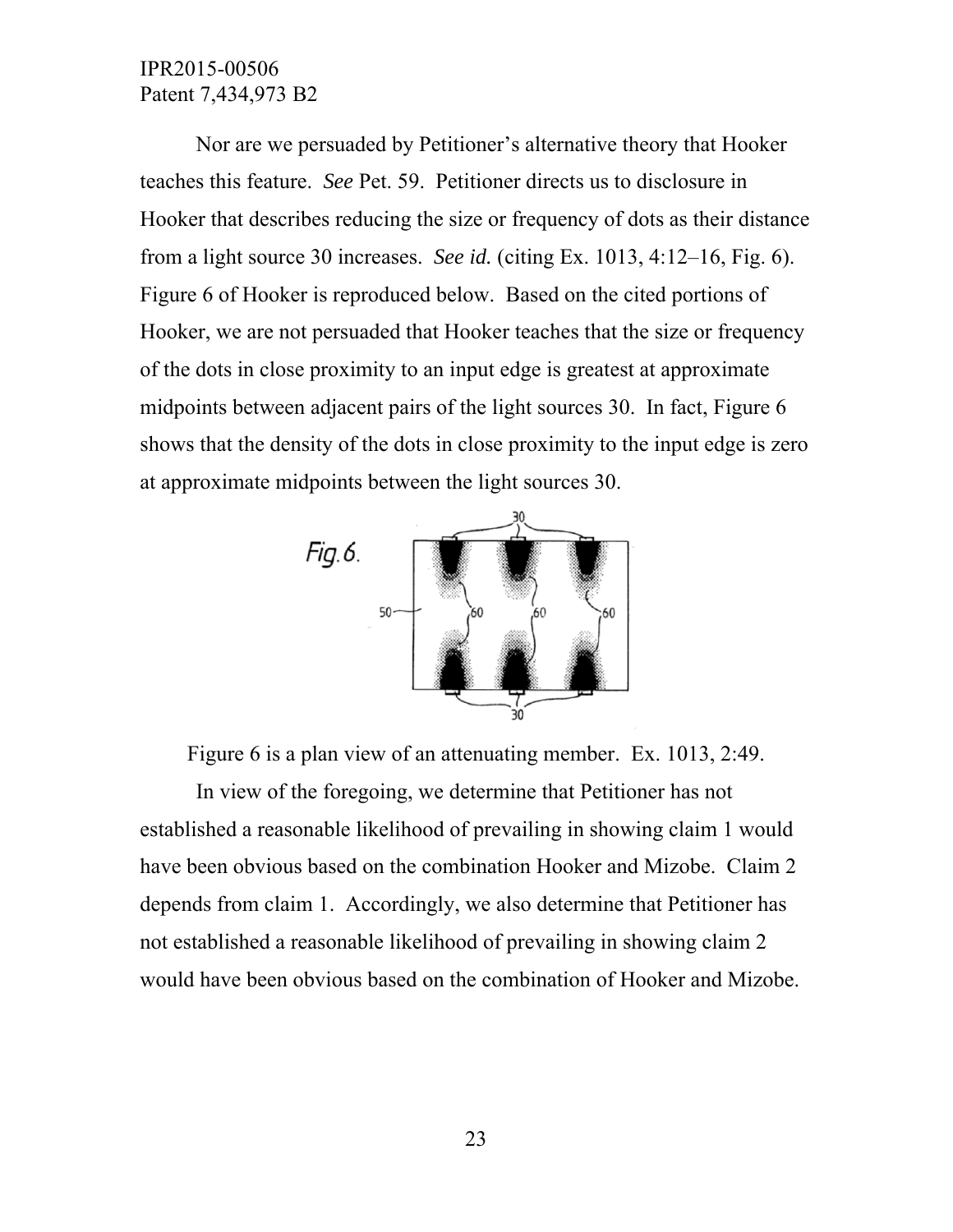Nor are we persuaded by Petitioner's alternative theory that Hooker teaches this feature. *See* Pet. 59. Petitioner directs us to disclosure in Hooker that describes reducing the size or frequency of dots as their distance from a light source 30 increases. *See id.* (citing Ex. 1013, 4:12–16, Fig. 6). Figure 6 of Hooker is reproduced below. Based on the cited portions of Hooker, we are not persuaded that Hooker teaches that the size or frequency of the dots in close proximity to an input edge is greatest at approximate midpoints between adjacent pairs of the light sources 30. In fact, Figure 6 shows that the density of the dots in close proximity to the input edge is zero at approximate midpoints between the light sources 30.

Figure 6 is a plan view of an attenuating member. Ex. 1013, 2:49.

In view of the foregoing, we determine that Petitioner has not established a reasonable likelihood of prevailing in showing claim 1 would have been obvious based on the combination Hooker and Mizobe. Claim 2 depends from claim 1. Accordingly, we also determine that Petitioner has not established a reasonable likelihood of prevailing in showing claim 2 would have been obvious based on the combination of Hooker and Mizobe.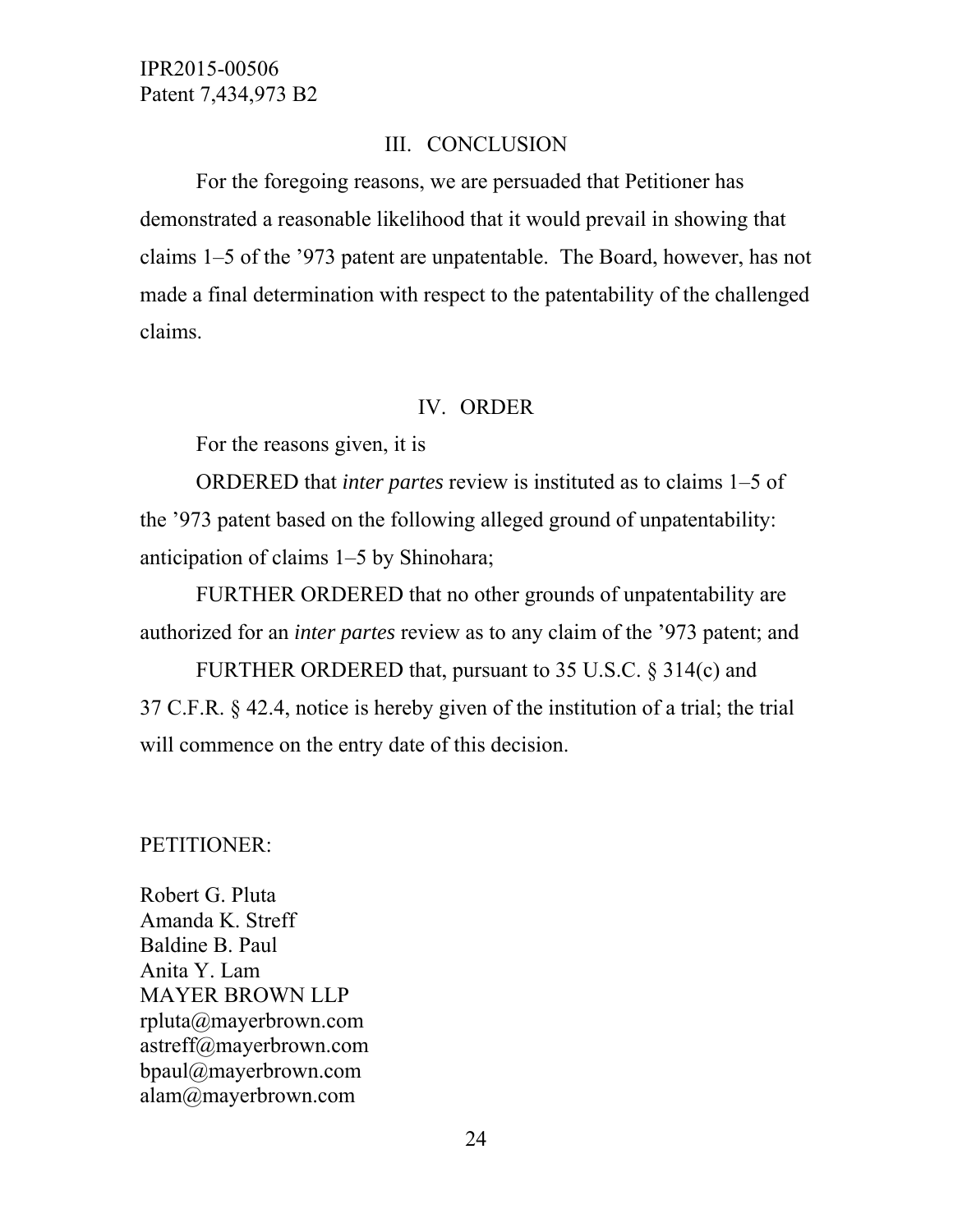## III. CONCLUSION

For the foregoing reasons, we are persuaded that Petitioner has demonstrated a reasonable likelihood that it would prevail in showing that claims 1–5 of the ’973 patent are unpatentable. The Board, however, has not made a final determination with respect to the patentability of the challenged claims.

## IV. ORDER

For the reasons given, it is

ORDERED that *inter partes* review is instituted as to claims 1–5 of the ’973 patent based on the following alleged ground of unpatentability: anticipation of claims 1–5 by Shinohara;

FURTHER ORDERED that no other grounds of unpatentability are authorized for an *inter partes* review as to any claim of the ’973 patent; and

FURTHER ORDERED that, pursuant to 35 U.S.C. § 314(c) and 37 C.F.R. § 42.4, notice is hereby given of the institution of a trial; the trial will commence on the entry date of this decision.

PETITIONER:

Robert G. Pluta
Amanda K. Streff
Baldine B. Paul
Anita Y. Lam
MAYER BROWN LLP
rpluta@mayerbrown.com
astreff@mayerbrown.com
bpaul@mayerbrown.com
alam@mayerbrown.com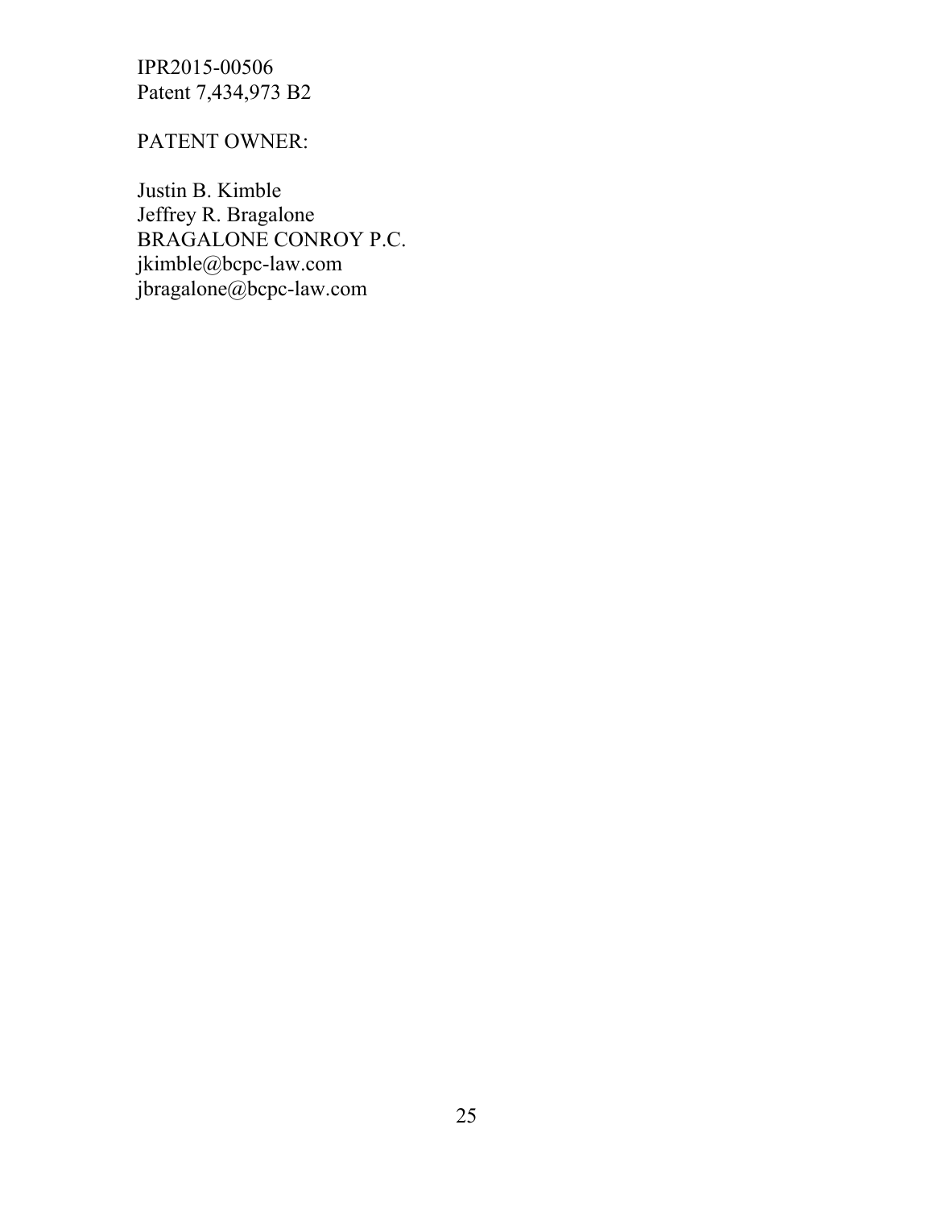PATENT OWNER:

Justin B. Kimble
Jeffrey R. Bragalone
BRAGALONE CONROY P.C.
jkimble@bcpc-law.com
jbragalone@bcpc-law.com